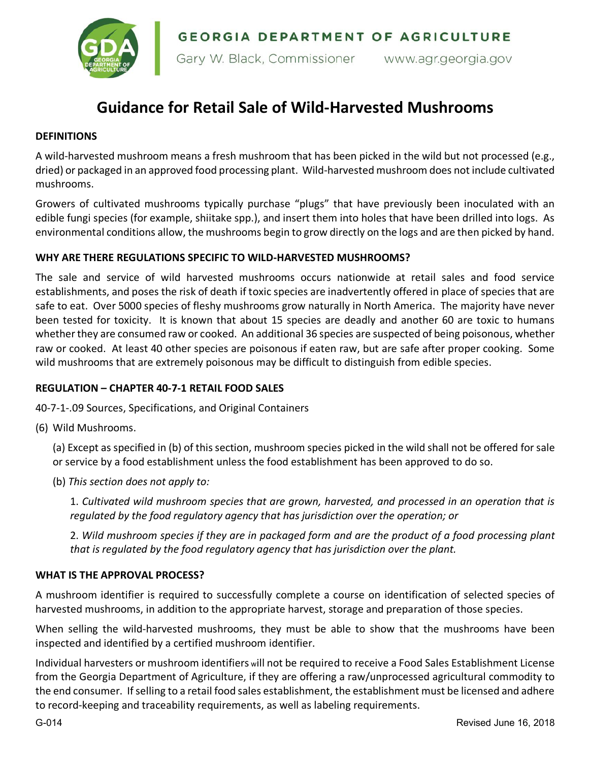GEORGIA DEPARTMENT OF AGRICULTURE

Gary W. Black, Commissioner www.agr.georgia.gov

# Guidance for Retail Sale of Wild-Harvested Mushrooms

## DEFINITIONS

A wild-harvested mushroom means a fresh mushroom that has been picked in the wild but not processed (e.g., dried) or packaged in an approved food processing plant. Wild-harvested mushroom does not include cultivated mushrooms.

Growers of cultivated mushrooms typically purchase "plugs" that have previously been inoculated with an edible fungi species (for example, shiitake spp.), and insert them into holes that have been drilled into logs. As environmental conditions allow, the mushrooms begin to grow directly on the logs and are then picked by hand.

## WHY ARE THERE REGULATIONS SPECIFIC TO WILD-HARVESTED MUSHROOMS?

The sale and service of wild harvested mushrooms occurs nationwide at retail sales and food service establishments, and poses the risk of death if toxic species are inadvertently offered in place of species that are safe to eat. Over 5000 species of fleshy mushrooms grow naturally in North America. The majority have never been tested for toxicity. It is known that about 15 species are deadly and another 60 are toxic to humans whether they are consumed raw or cooked. An additional 36 species are suspected of being poisonous, whether raw or cooked. At least 40 other species are poisonous if eaten raw, but are safe after proper cooking. Some wild mushrooms that are extremely poisonous may be difficult to distinguish from edible species.

## REGULATION – CHAPTER 40-7-1 RETAIL FOOD SALES

40-7-1-.09 Sources, Specifications, and Original Containers

(6) Wild Mushrooms.

(a) Except as specified in (b) of this section, mushroom species picked in the wild shall not be offered for sale or service by a food establishment unless the food establishment has been approved to do so.

(b) *This section does not apply to:*

1. *Cultivated wild mushroom species that are grown, harvested, and processed in an operation that is regulated by the food regulatory agency that has jurisdiction over the operation; or*

2. *Wild mushroom species if they are in packaged form and are the product of a food processing plant that is regulated by the food regulatory agency that has jurisdiction over the plant.*

## WHAT IS THE APPROVAL PROCESS?

A mushroom identifier is required to successfully complete a course on identification of selected species of harvested mushrooms, in addition to the appropriate harvest, storage and preparation of those species.

When selling the wild-harvested mushrooms, they must be able to show that the mushrooms have been inspected and identified by a certified mushroom identifier.

Individual harvesters or mushroom identifiers will not be required to receive a Food Sales Establishment License from the Georgia Department of Agriculture, if they are offering a raw/unprocessed agricultural commodity to the end consumer. If selling to a retail food sales establishment, the establishment must be licensed and adhere to record-keeping and traceability requirements, as well as labeling requirements.

G-014 Revised June 16, 2018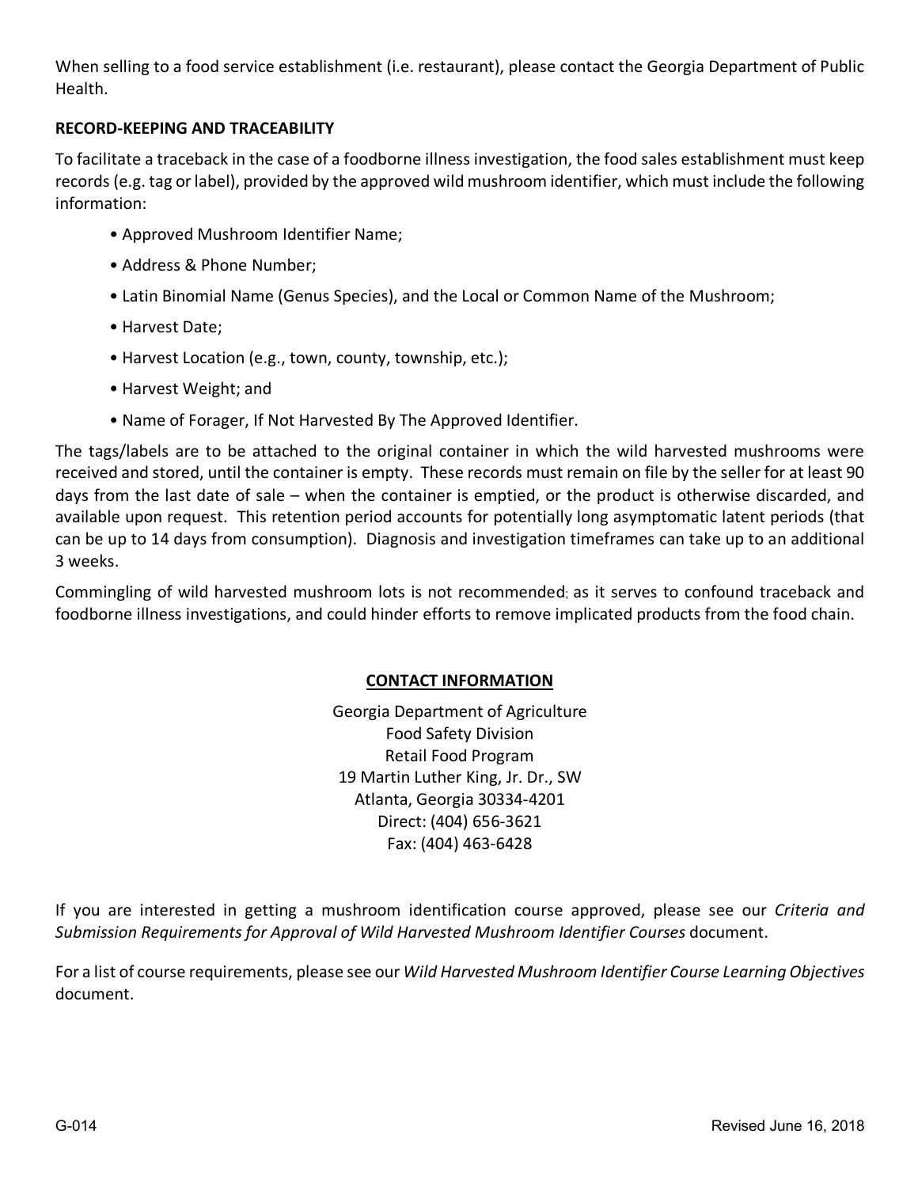When selling to a food service establishment (i.e. restaurant), please contact the Georgia Department of Public Health.

**RECORD-KEEPING AND TRACEABILITY**

To facilitate a traceback in the case of a foodborne illness investigation, the food sales establishment must keep records (e.g. tag or label), provided by the approved wild mushroom identifier, which must include the following information:

- Approved Mushroom Identifier Name;
- Address & Phone Number;
- Latin Binomial Name (Genus Species), and the Local or Common Name of the Mushroom;
- Harvest Date;
- Harvest Location (e.g., town, county, township, etc.);
- Harvest Weight; and
- Name of Forager, If Not Harvested By The Approved Identifier.

The tags/labels are to be attached to the original container in which the wild harvested mushrooms were received and stored, until the container is empty. These records must remain on file by the seller for at least 90 days from the last date of sale – when the container is emptied, or the product is otherwise discarded, and available upon request. This retention period accounts for potentially long asymptomatic latent periods (that can be up to 14 days from consumption). Diagnosis and investigation timeframes can take up to an additional 3 weeks.

Commingling of wild harvested mushroom lots is not recommended; as it serves to confound traceback and foodborne illness investigations, and could hinder efforts to remove implicated products from the food chain.

**CONTACT INFORMATION**

Georgia Department of Agriculture
Food Safety Division
Retail Food Program
19 Martin Luther King, Jr. Dr., SW
Atlanta, Georgia 30334-4201
Direct: (404) 656-3621
Fax: (404) 463-6428

If you are interested in getting a mushroom identification course approved, please see our *Criteria and Submission Requirements for Approval of Wild Harvested Mushroom Identifier Courses* document.

For a list of course requirements, please see our *Wild Harvested Mushroom Identifier Course Learning Objectives* document.

G-014 Revised June 16, 2018